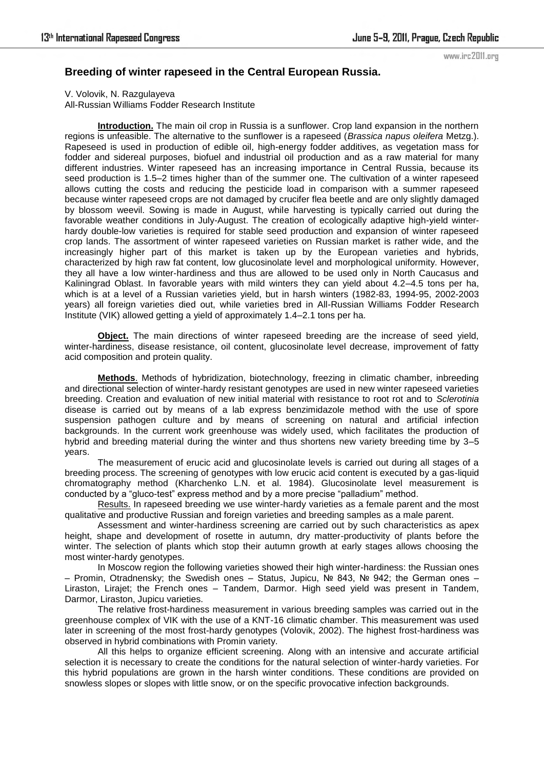## Breeding of winter rapeseed in the Central European Russia.

V. Volovik, N. Razgulayeva
All-Russian Williams Fodder Research Institute

**Introduction.** The main oil crop in Russia is a sunflower. Crop land expansion in the northern regions is unfeasible. The alternative to the sunflower is a rapeseed (*Brassica napus oleifera* Metzg.). Rapeseed is used in production of edible oil, high-energy fodder additives, as vegetation mass for fodder and sidereal purposes, biofuel and industrial oil production and as a raw material for many different industries. Winter rapeseed has an increasing importance in Central Russia, because its seed production is 1.5–2 times higher than of the summer one. The cultivation of a winter rapeseed allows cutting the costs and reducing the pesticide load in comparison with a summer rapeseed because winter rapeseed crops are not damaged by crucifer flea beetle and are only slightly damaged by blossom weevil. Sowing is made in August, while harvesting is typically carried out during the favorable weather conditions in July-August. The creation of ecologically adaptive high-yield winter-hardy double-low varieties is required for stable seed production and expansion of winter rapeseed crop lands. The assortment of winter rapeseed varieties on Russian market is rather wide, and the increasingly higher part of this market is taken up by the European varieties and hybrids, characterized by high raw fat content, low glucosinolate level and morphological uniformity. However, they all have a low winter-hardiness and thus are allowed to be used only in North Caucasus and Kaliningrad Oblast. In favorable years with mild winters they can yield about 4.2–4.5 tons per ha, which is at a level of a Russian varieties yield, but in harsh winters (1982-83, 1994-95, 2002-2003 years) all foreign varieties died out, while varieties bred in All-Russian Williams Fodder Research Institute (VIK) allowed getting a yield of approximately 1.4–2.1 tons per ha.

**Object.** The main directions of winter rapeseed breeding are the increase of seed yield, winter-hardiness, disease resistance, oil content, glucosinolate level decrease, improvement of fatty acid composition and protein quality.

**Methods**. Methods of hybridization, biotechnology, freezing in climatic chamber, inbreeding and directional selection of winter-hardy resistant genotypes are used in new winter rapeseed varieties breeding. Creation and evaluation of new initial material with resistance to root rot and to *Sclerotinia* disease is carried out by means of a lab express benzimidazole method with the use of spore suspension pathogen culture and by means of screening on natural and artificial infection backgrounds. In the current work greenhouse was widely used, which facilitates the production of hybrid and breeding material during the winter and thus shortens new variety breeding time by 3–5 years.

The measurement of erucic acid and glucosinolate levels is carried out during all stages of a breeding process. The screening of genotypes with low erucic acid content is executed by a gas-liquid chromatography method (Kharchenko L.N. et al. 1984). Glucosinolate level measurement is conducted by a "gluco-test" express method and by a more precise "palladium" method.

Results. In rapeseed breeding we use winter-hardy varieties as a female parent and the most qualitative and productive Russian and foreign varieties and breeding samples as a male parent.

Assessment and winter-hardiness screening are carried out by such characteristics as apex height, shape and development of rosette in autumn, dry matter-productivity of plants before the winter. The selection of plants which stop their autumn growth at early stages allows choosing the most winter-hardy genotypes.

In Moscow region the following varieties showed their high winter-hardiness: the Russian ones – Promin, Otradnensky; the Swedish ones – Status, Jupicu, № 843, № 942; the German ones – Liraston, Lirajet; the French ones – Tandem, Darmor. High seed yield was present in Tandem, Darmor, Liraston, Jupicu varieties.

The relative frost-hardiness measurement in various breeding samples was carried out in the greenhouse complex of VIK with the use of a KNT-16 climatic chamber. This measurement was used later in screening of the most frost-hardy genotypes (Volovik, 2002). The highest frost-hardiness was observed in hybrid combinations with Promin variety.

All this helps to organize efficient screening. Along with an intensive and accurate artificial selection it is necessary to create the conditions for the natural selection of winter-hardy varieties. For this hybrid populations are grown in the harsh winter conditions. These conditions are provided on snowless slopes or slopes with little snow, or on the specific provocative infection backgrounds.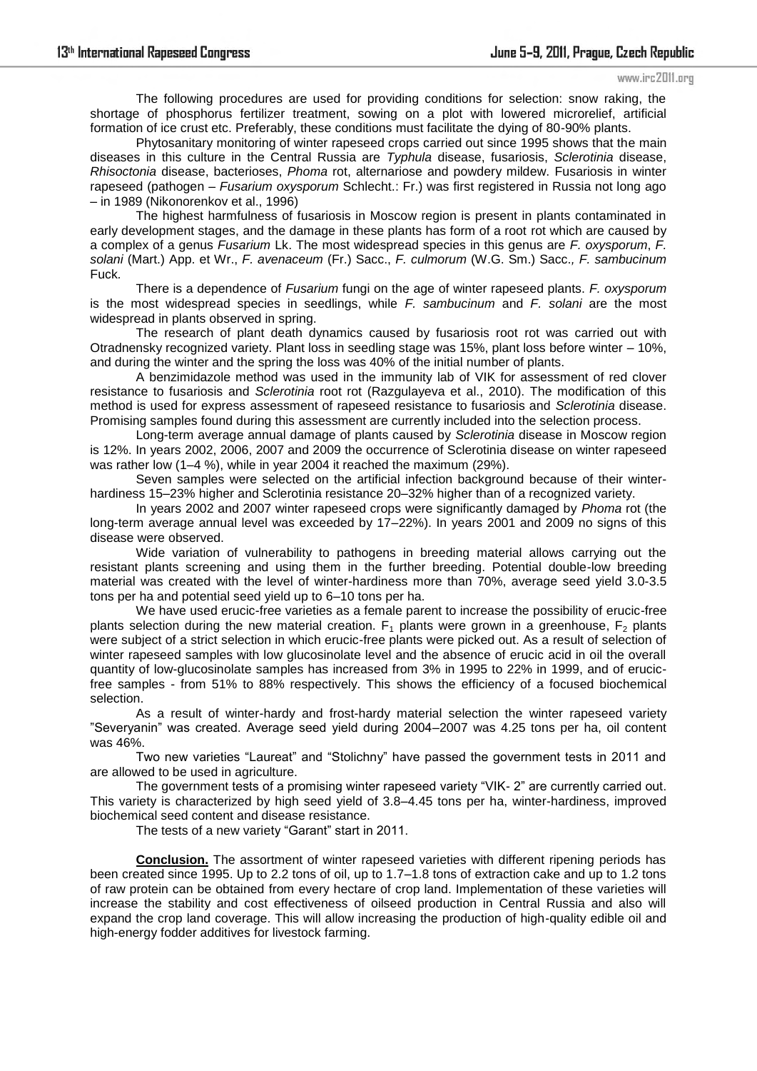The following procedures are used for providing conditions for selection: snow raking, the shortage of phosphorus fertilizer treatment, sowing on a plot with lowered microrelief, artificial formation of ice crust etc. Preferably, these conditions must facilitate the dying of 80-90% plants.

Phytosanitary monitoring of winter rapeseed crops carried out since 1995 shows that the main diseases in this culture in the Central Russia are *Typhula* disease, fusariosis, *Sclerotinia* disease, *Rhisoctonia* disease, bacterioses, *Phoma* rot, alternariose and powdery mildew. Fusariosis in winter rapeseed (pathogen – *Fusarium oxysporum* Schlecht.: Fr.) was first registered in Russia not long ago – in 1989 (Nikonorenkov et al., 1996)

The highest harmfulness of fusariosis in Moscow region is present in plants contaminated in early development stages, and the damage in these plants has form of a root rot which are caused by a complex of a genus *Fusarium* Lk. The most widespread species in this genus are *F. oxysporum*, *F. solani* (Mart.) App. et Wr., *F. avenaceum* (Fr.) Sacc., *F. culmorum* (W.G. Sm.) Sacc., *F. sambucinum* Fuck.

There is a dependence of *Fusarium* fungi on the age of winter rapeseed plants. *F. oxysporum* is the most widespread species in seedlings, while *F. sambucinum* and *F. solani* are the most widespread in plants observed in spring.

The research of plant death dynamics caused by fusariosis root rot was carried out with Otradnensky recognized variety. Plant loss in seedling stage was 15%, plant loss before winter – 10%, and during the winter and the spring the loss was 40% of the initial number of plants.

A benzimidazole method was used in the immunity lab of VIK for assessment of red clover resistance to fusariosis and *Sclerotinia* root rot (Razgulayeva et al., 2010). The modification of this method is used for express assessment of rapeseed resistance to fusariosis and *Sclerotinia* disease. Promising samples found during this assessment are currently included into the selection process.

Long-term average annual damage of plants caused by *Sclerotinia* disease in Moscow region is 12%. In years 2002, 2006, 2007 and 2009 the occurrence of Sclerotinia disease on winter rapeseed was rather low (1–4 %), while in year 2004 it reached the maximum (29%).

Seven samples were selected on the artificial infection background because of their winter-hardiness 15–23% higher and Sclerotinia resistance 20–32% higher than of a recognized variety.

In years 2002 and 2007 winter rapeseed crops were significantly damaged by *Phoma* rot (the long-term average annual level was exceeded by 17–22%). In years 2001 and 2009 no signs of this disease were observed.

Wide variation of vulnerability to pathogens in breeding material allows carrying out the resistant plants screening and using them in the further breeding. Potential double-low breeding material was created with the level of winter-hardiness more than 70%, average seed yield 3.0-3.5 tons per ha and potential seed yield up to 6–10 tons per ha.

We have used erucic-free varieties as a female parent to increase the possibility of erucic-free plants selection during the new material creation. $F_1$ plants were grown in a greenhouse, $F_2$ plants were subject of a strict selection in which erucic-free plants were picked out. As a result of selection of winter rapeseed samples with low glucosinolate level and the absence of erucic acid in oil the overall quantity of low-glucosinolate samples has increased from 3% in 1995 to 22% in 1999, and of erucic-free samples - from 51% to 88% respectively. This shows the efficiency of a focused biochemical selection.

As a result of winter-hardy and frost-hardy material selection the winter rapeseed variety "Severyanin" was created. Average seed yield during 2004–2007 was 4.25 tons per ha, oil content was 46%.

Two new varieties "Laureat" and "Stolichny" have passed the government tests in 2011 and are allowed to be used in agriculture.

The government tests of a promising winter rapeseed variety "VIK- 2" are currently carried out. This variety is characterized by high seed yield of 3.8–4.45 tons per ha, winter-hardiness, improved biochemical seed content and disease resistance.

The tests of a new variety "Garant" start in 2011.

**Conclusion.** The assortment of winter rapeseed varieties with different ripening periods has been created since 1995. Up to 2.2 tons of oil, up to 1.7–1.8 tons of extraction cake and up to 1.2 tons of raw protein can be obtained from every hectare of crop land. Implementation of these varieties will increase the stability and cost effectiveness of oilseed production in Central Russia and also will expand the crop land coverage. This will allow increasing the production of high-quality edible oil and high-energy fodder additives for livestock farming.